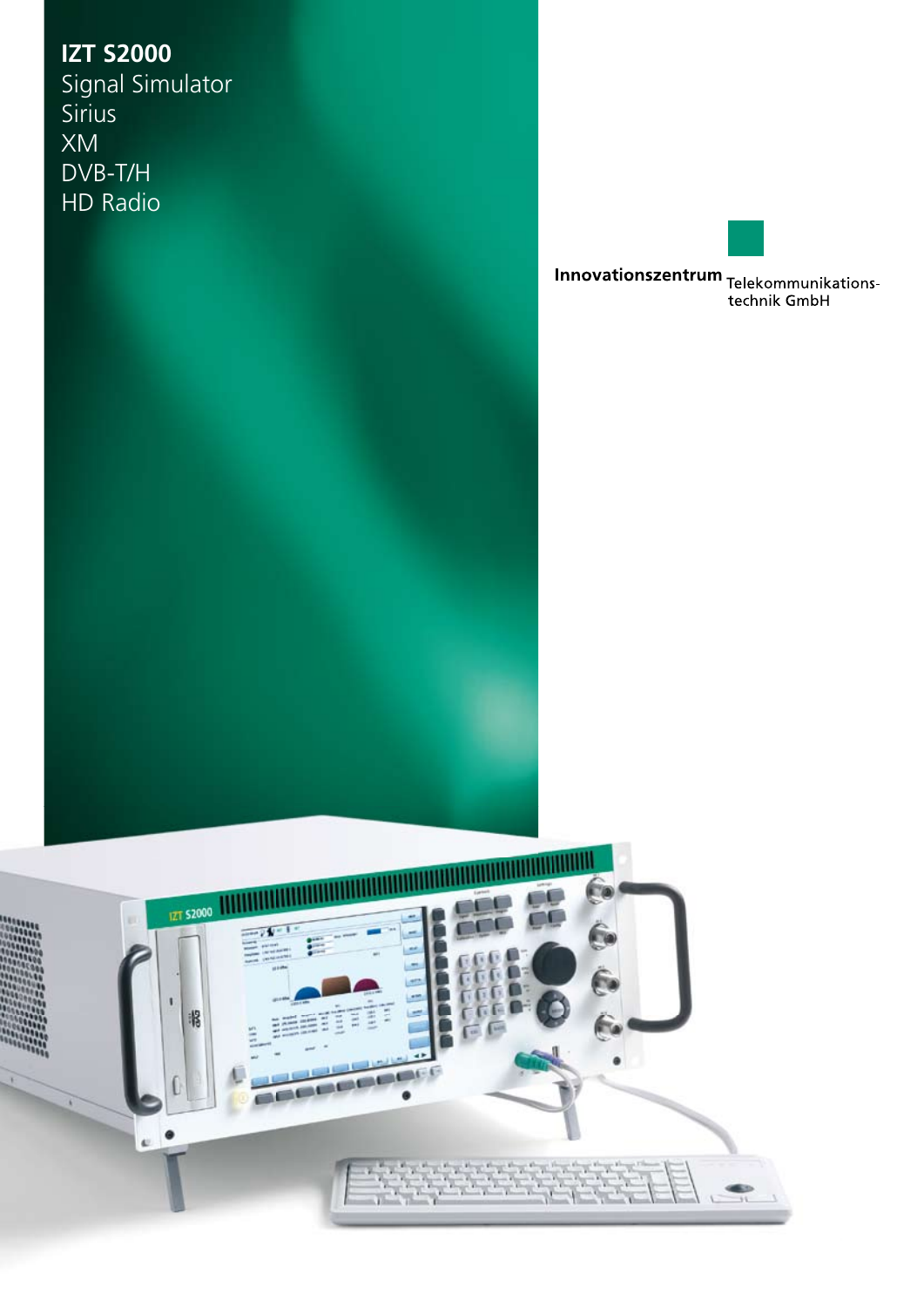# IZT S2000

Signal Simulator
Sirius
XM
DVB-T/H
HD Radio

**Innovationszentrum** Telekommunikations-technik GmbH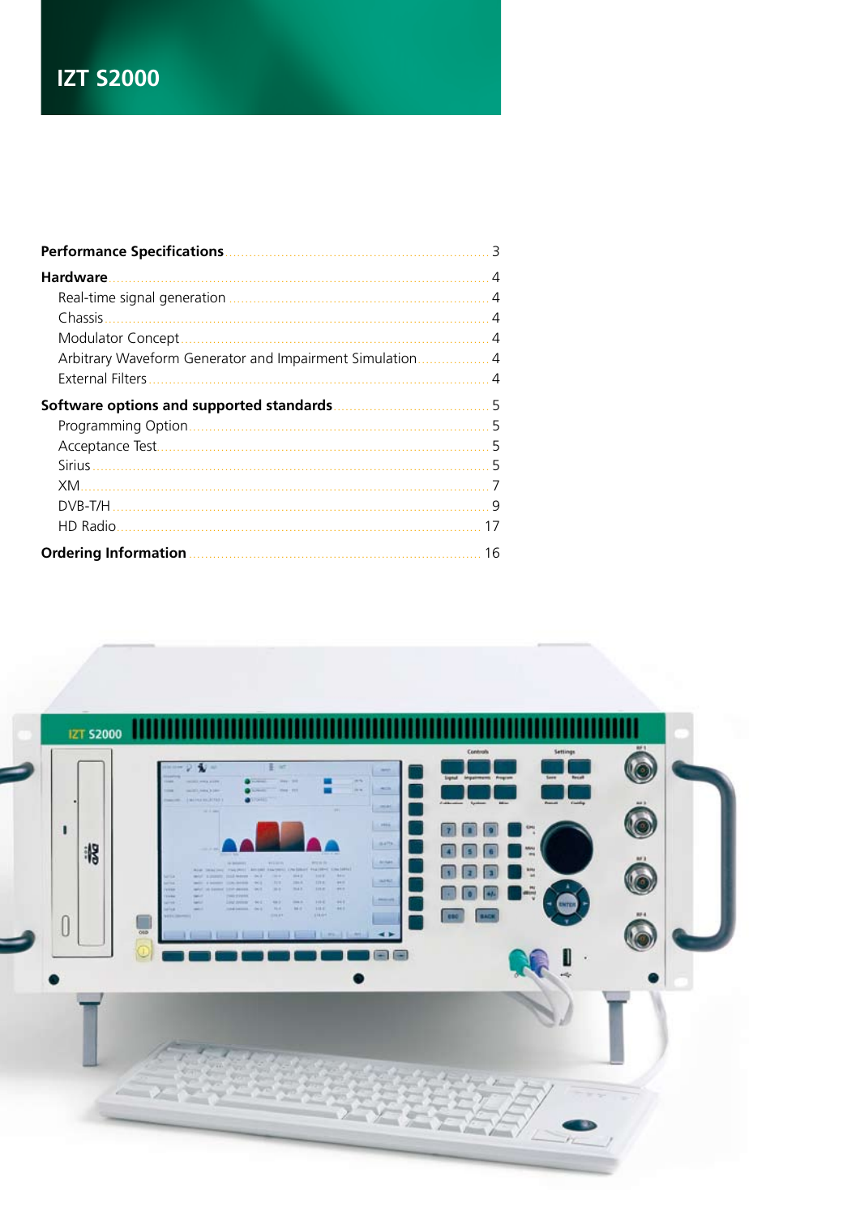# IZT S2000

| | |
|---|---|
| **Performance Specifications** | 3 |
| **Hardware** | 4 |
| Real-time signal generation | 4 |
| Chassis | 4 |
| Modulator Concept | 4 |
| Arbitrary Waveform Generator and Impairment Simulation | 4 |
| External Filters | 4 |
| **Software options and supported standards** | 5 |
| Programming Option | 5 |
| Acceptance Test | 5 |
| Sirius | 5 |
| XM | 7 |
| DVB-T/H | 9 |
| HD Radio | 17 |
| **Ordering Information** | 16 |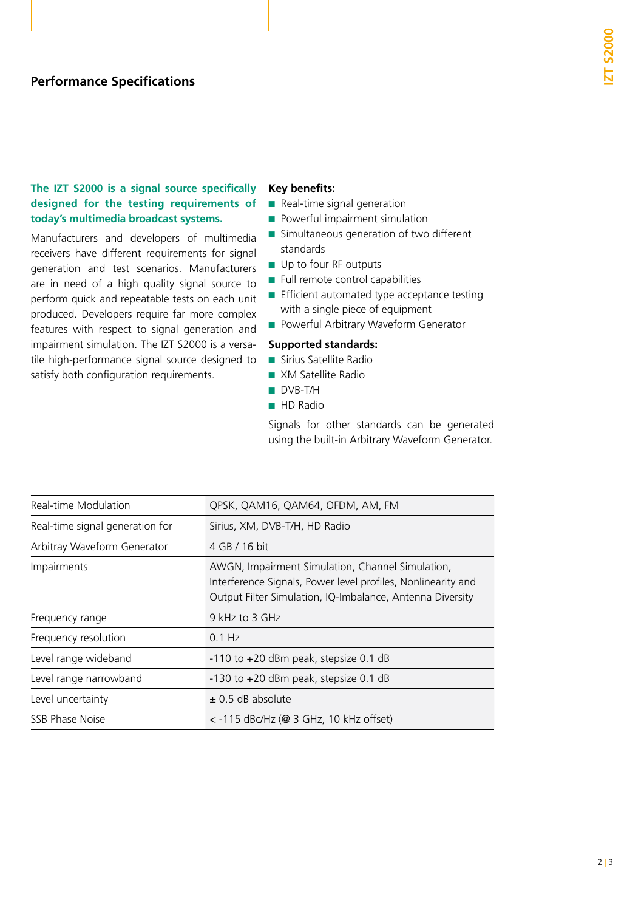## Performance Specifications

**The IZT S2000 is a signal source specifically designed for the testing requirements of today's multimedia broadcast systems.**

Manufacturers and developers of multimedia receivers have different requirements for signal generation and test scenarios. Manufacturers are in need of a high quality signal source to perform quick and repeatable tests on each unit produced. Developers require far more complex features with respect to signal generation and impairment simulation. The IZT S2000 is a versatile high-performance signal source designed to satisfy both configuration requirements.

**Key benefits:**

- Real-time signal generation
- Powerful impairment simulation
- Simultaneous generation of two different standards
- Up to four RF outputs
- Full remote control capabilities
- Efficient automated type acceptance testing with a single piece of equipment
- Powerful Arbitrary Waveform Generator

**Supported standards:**

- Sirius Satellite Radio
- XM Satellite Radio
- DVB-T/H
- HD Radio

Signals for other standards can be generated using the built-in Arbitrary Waveform Generator.

| | |
|---|---|
| Real-time Modulation | QPSK, QAM16, QAM64, OFDM, AM, FM |
| Real-time signal generation for | Sirius, XM, DVB-T/H, HD Radio |
| Arbitray Waveform Generator | 4 GB / 16 bit |
| Impairments | AWGN, Impairment Simulation, Channel Simulation, Interference Signals, Power level profiles, Nonlinearity and Output Filter Simulation, IQ-Imbalance, Antenna Diversity |
| Frequency range | 9 kHz to 3 GHz |
| Frequency resolution | 0.1 Hz |
| Level range wideband | -110 to +20 dBm peak, stepsize 0.1 dB |
| Level range narrowband | -130 to +20 dBm peak, stepsize 0.1 dB |
| Level uncertainty | ± 0.5 dB absolute |
| SSB Phase Noise | < -115 dBc/Hz (@ 3 GHz, 10 kHz offset) |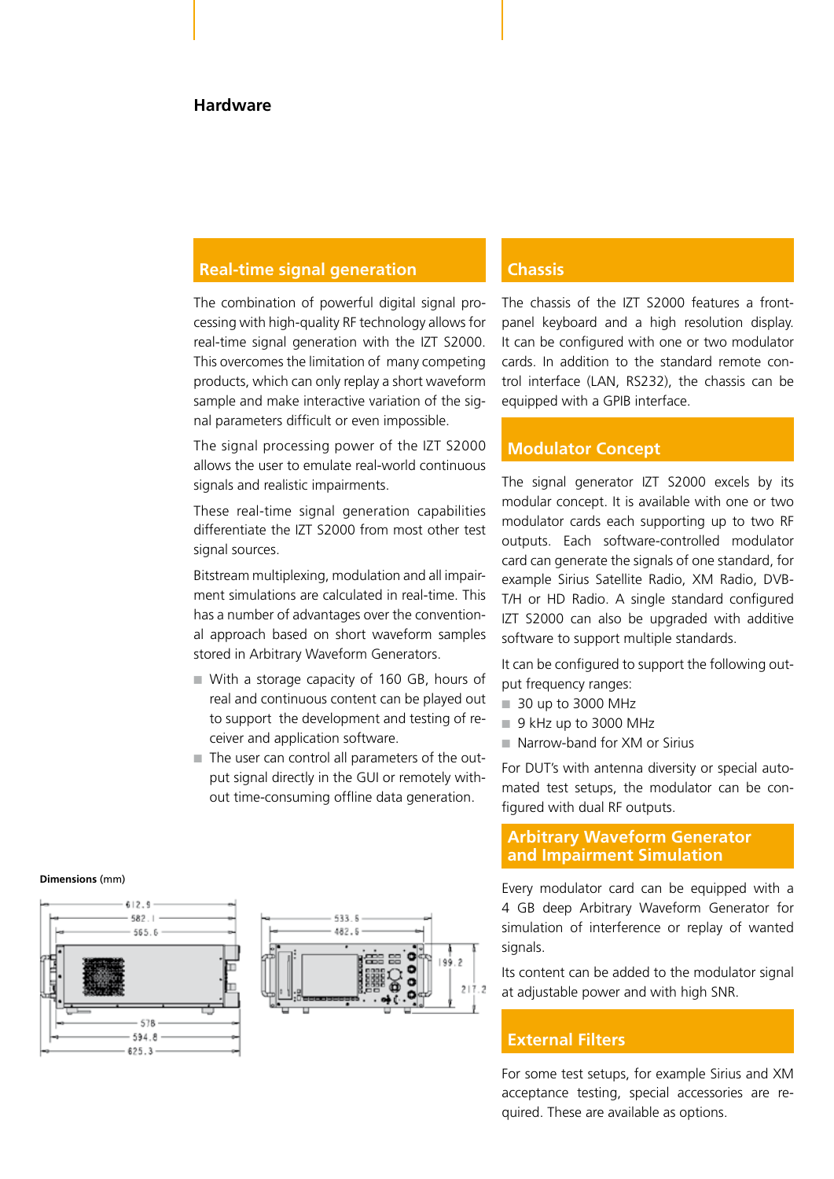# Hardware

## Real-time signal generation

The combination of powerful digital signal processing with high-quality RF technology allows for real-time signal generation with the IZT S2000. This overcomes the limitation of many competing products, which can only replay a short waveform sample and make interactive variation of the signal parameters difficult or even impossible.

The signal processing power of the IZT S2000 allows the user to emulate real-world continuous signals and realistic impairments.

These real-time signal generation capabilities differentiate the IZT S2000 from most other test signal sources.

Bitstream multiplexing, modulation and all impairment simulations are calculated in real-time. This has a number of advantages over the conventional approach based on short waveform samples stored in Arbitrary Waveform Generators.

- With a storage capacity of 160 GB, hours of real and continuous content can be played out to support the development and testing of receiver and application software.
- The user can control all parameters of the output signal directly in the GUI or remotely without time-consuming offline data generation.

**Dimensions** (mm)

612.9, 582.1, 565.6, 578, 594.8, 625.3, 533.5, 482.6, 199.2, 217.2

## Chassis

The chassis of the IZT S2000 features a front-panel keyboard and a high resolution display. It can be configured with one or two modulator cards. In addition to the standard remote control interface (LAN, RS232), the chassis can be equipped with a GPIB interface.

## Modulator Concept

The signal generator IZT S2000 excels by its modular concept. It is available with one or two modulator cards each supporting up to two RF outputs. Each software-controlled modulator card can generate the signals of one standard, for example Sirius Satellite Radio, XM Radio, DVB-T/H or HD Radio. A single standard configured IZT S2000 can also be upgraded with additive software to support multiple standards.

It can be configured to support the following output frequency ranges:

- 30 up to 3000 MHz
- 9 kHz up to 3000 MHz
- Narrow-band for XM or Sirius

For DUT's with antenna diversity or special automated test setups, the modulator can be configured with dual RF outputs.

## Arbitrary Waveform Generator and Impairment Simulation

Every modulator card can be equipped with a 4 GB deep Arbitrary Waveform Generator for simulation of interference or replay of wanted signals.

Its content can be added to the modulator signal at adjustable power and with high SNR.

## External Filters

For some test setups, for example Sirius and XM acceptance testing, special accessories are required. These are available as options.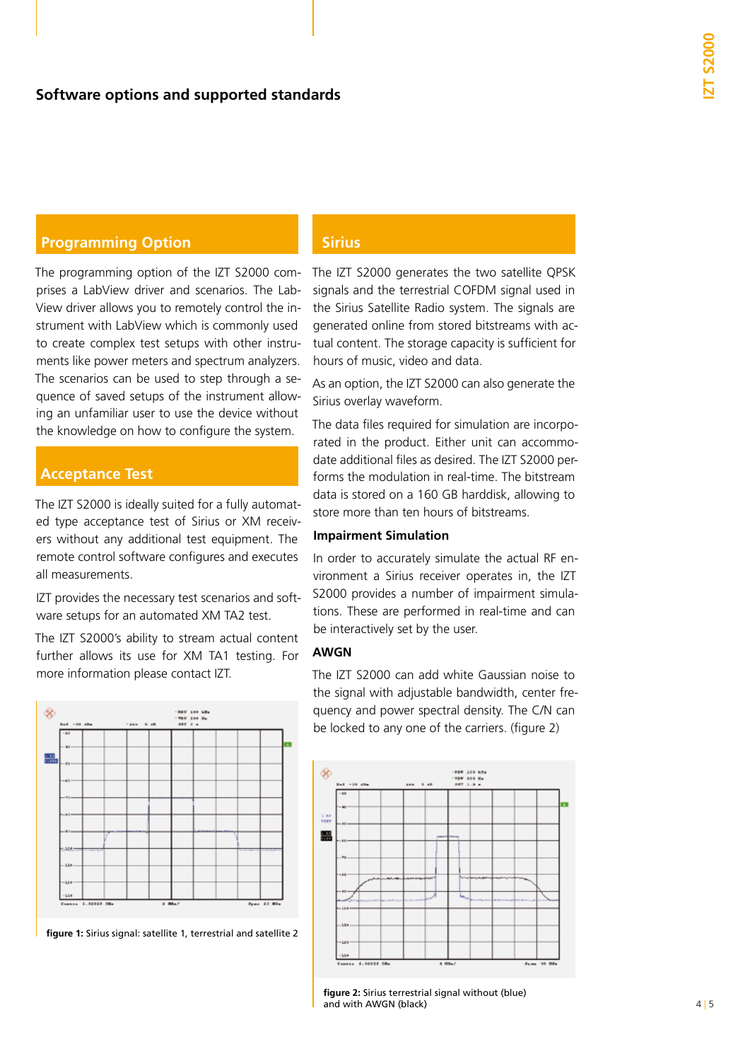## Software options and supported standards

### Programming Option

The programming option of the IZT S2000 comprises a LabView driver and scenarios. The LabView driver allows you to remotely control the instrument with LabView which is commonly used to create complex test setups with other instruments like power meters and spectrum analyzers. The scenarios can be used to step through a sequence of saved setups of the instrument allowing an unfamiliar user to use the device without the knowledge on how to configure the system.

### Acceptance Test

The IZT S2000 is ideally suited for a fully automated type acceptance test of Sirius or XM receivers without any additional test equipment. The remote control software configures and executes all measurements.

IZT provides the necessary test scenarios and software setups for an automated XM TA2 test.

The IZT S2000's ability to stream actual content further allows its use for XM TA1 testing. For more information please contact IZT.

**figure 1:** Sirius signal: satellite 1, terrestrial and satellite 2

### Sirius

The IZT S2000 generates the two satellite QPSK signals and the terrestrial COFDM signal used in the Sirius Satellite Radio system. The signals are generated online from stored bitstreams with actual content. The storage capacity is sufficient for hours of music, video and data.

As an option, the IZT S2000 can also generate the Sirius overlay waveform.

The data files required for simulation are incorporated in the product. Either unit can accommodate additional files as desired. The IZT S2000 performs the modulation in real-time. The bitstream data is stored on a 160 GB harddisk, allowing to store more than ten hours of bitstreams.

#### Impairment Simulation

In order to accurately simulate the actual RF environment a Sirius receiver operates in, the IZT S2000 provides a number of impairment simulations. These are performed in real-time and can be interactively set by the user.

#### AWGN

The IZT S2000 can add white Gaussian noise to the signal with adjustable bandwidth, center frequency and power spectral density. The C/N can be locked to any one of the carriers. (figure 2)

**figure 2:** Sirius terrestrial signal without (blue) and with AWGN (black)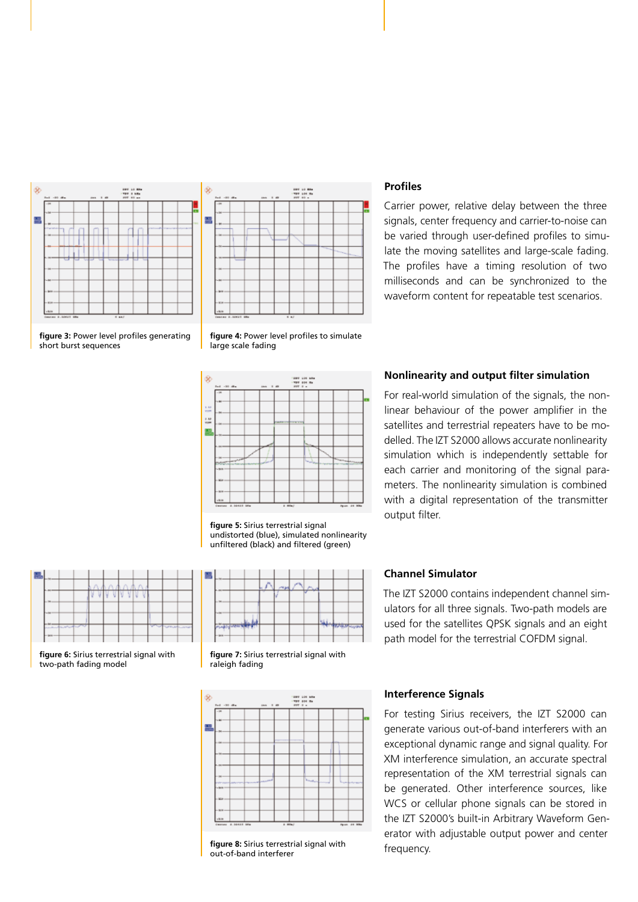figure 3: Power level profiles generating short burst sequences

figure 4: Power level profiles to simulate large scale fading

## Profiles

Carrier power, relative delay between the three signals, center frequency and carrier-to-noise can be varied through user-defined profiles to simulate the moving satellites and large-scale fading. The profiles have a timing resolution of two milliseconds and can be synchronized to the waveform content for repeatable test scenarios.

figure 5: Sirius terrestrial signal undistorted (blue), simulated nonlinearity unfiltered (black) and filtered (green)

## Nonlinearity and output filter simulation

For real-world simulation of the signals, the nonlinear behaviour of the power amplifier in the satellites and terrestrial repeaters have to be modelled. The IZT S2000 allows accurate nonlinearity simulation which is independently settable for each carrier and monitoring of the signal parameters. The nonlinearity simulation is combined with a digital representation of the transmitter output filter.

figure 6: Sirius terrestrial signal with two-path fading model

figure 7: Sirius terrestrial signal with raleigh fading

## Channel Simulator

The IZT S2000 contains independent channel simulators for all three signals. Two-path models are used for the satellites QPSK signals and an eight path model for the terrestrial COFDM signal.

figure 8: Sirius terrestrial signal with out-of-band interferer

## Interference Signals

For testing Sirius receivers, the IZT S2000 can generate various out-of-band interferers with an exceptional dynamic range and signal quality. For XM interference simulation, an accurate spectral representation of the XM terrestrial signals can be generated. Other interference sources, like WCS or cellular phone signals can be stored in the IZT S2000's built-in Arbitrary Waveform Generator with adjustable output power and center frequency.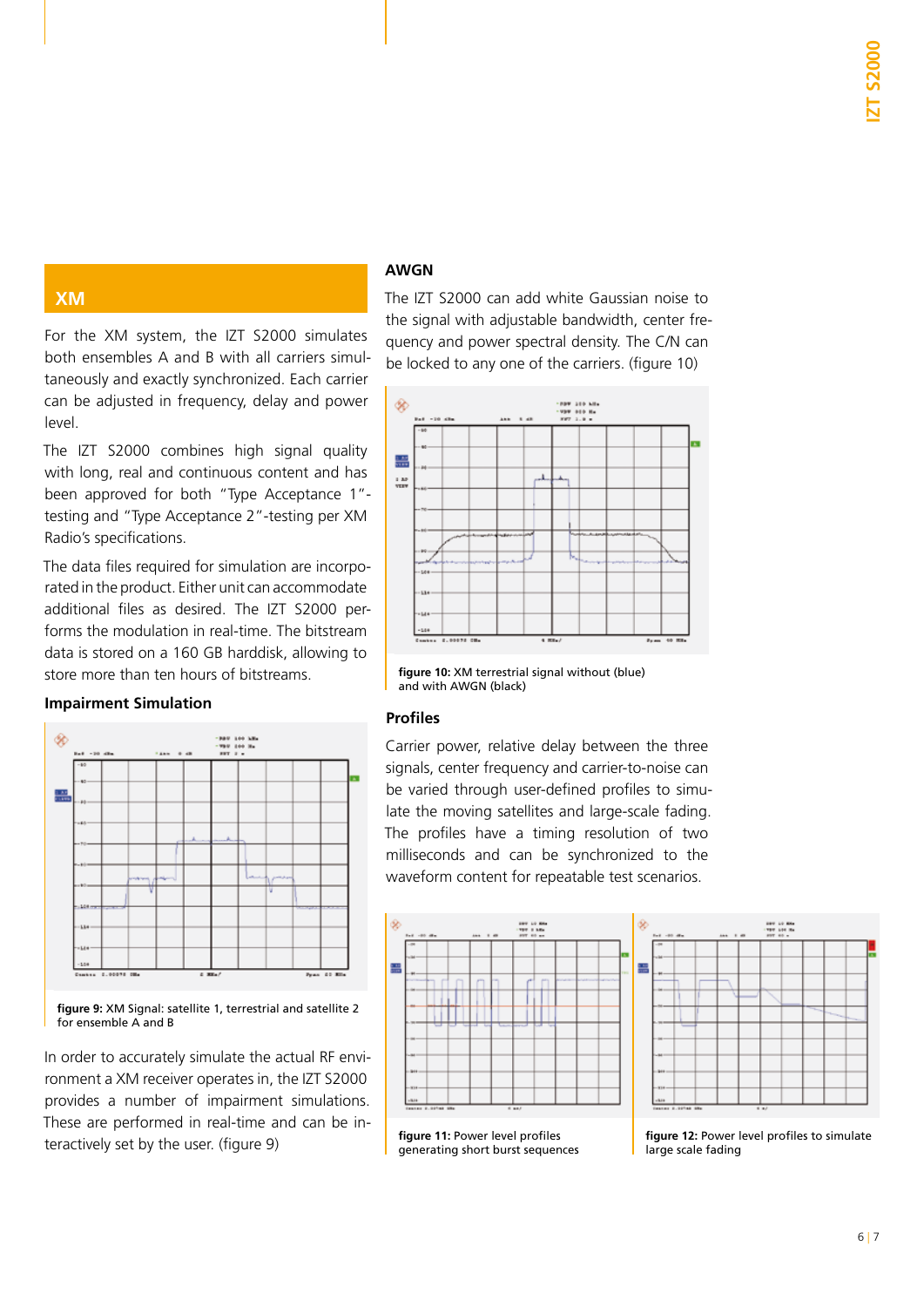## XM

For the XM system, the IZT S2000 simulates both ensembles A and B with all carriers simultaneously and exactly synchronized. Each carrier can be adjusted in frequency, delay and power level.

The IZT S2000 combines high signal quality with long, real and continuous content and has been approved for both "Type Acceptance 1"-testing and "Type Acceptance 2"-testing per XM Radio's specifications.

The data files required for simulation are incorporated in the product. Either unit can accommodate additional files as desired. The IZT S2000 performs the modulation in real-time. The bitstream data is stored on a 160 GB harddisk, allowing to store more than ten hours of bitstreams.

### Impairment Simulation

**figure 9:** XM Signal: satellite 1, terrestrial and satellite 2 for ensemble A and B

In order to accurately simulate the actual RF environment a XM receiver operates in, the IZT S2000 provides a number of impairment simulations. These are performed in real-time and can be interactively set by the user. (figure 9)

### AWGN

The IZT S2000 can add white Gaussian noise to the signal with adjustable bandwidth, center frequency and power spectral density. The C/N can be locked to any one of the carriers. (figure 10)

**figure 10:** XM terrestrial signal without (blue) and with AWGN (black)

### Profiles

Carrier power, relative delay between the three signals, center frequency and carrier-to-noise can be varied through user-defined profiles to simulate the moving satellites and large-scale fading. The profiles have a timing resolution of two milliseconds and can be synchronized to the waveform content for repeatable test scenarios.

**figure 11:** Power level profiles generating short burst sequences

**figure 12:** Power level profiles to simulate large scale fading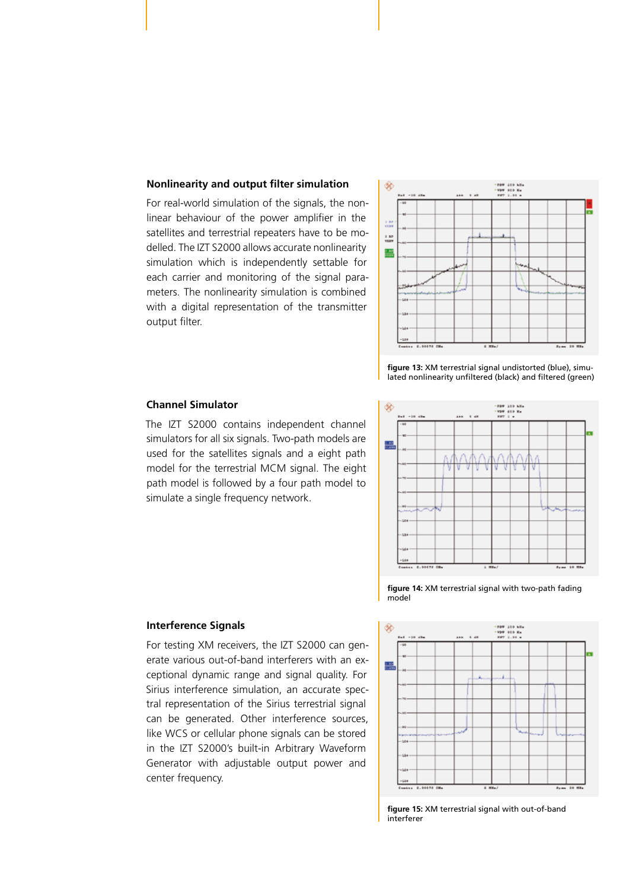### Nonlinearity and output filter simulation

For real-world simulation of the signals, the nonlinear behaviour of the power amplifier in the satellites and terrestrial repeaters have to be modelled. The IZT S2000 allows accurate nonlinearity simulation which is independently settable for each carrier and monitoring of the signal parameters. The nonlinearity simulation is combined with a digital representation of the transmitter output filter.

**figure 13:** XM terrestrial signal undistorted (blue), simulated nonlinearity unfiltered (black) and filtered (green)

### Channel Simulator

The IZT S2000 contains independent channel simulators for all six signals. Two-path models are used for the satellites signals and a eight path model for the terrestrial MCM signal. The eight path model is followed by a four path model to simulate a single frequency network.

**figure 14:** XM terrestrial signal with two-path fading model

### Interference Signals

For testing XM receivers, the IZT S2000 can generate various out-of-band interferers with an exceptional dynamic range and signal quality. For Sirius interference simulation, an accurate spectral representation of the Sirius terrestrial signal can be generated. Other interference sources, like WCS or cellular phone signals can be stored in the IZT S2000's built-in Arbitrary Waveform Generator with adjustable output power and center frequency.

**figure 15:** XM terrestrial signal with out-of-band interferer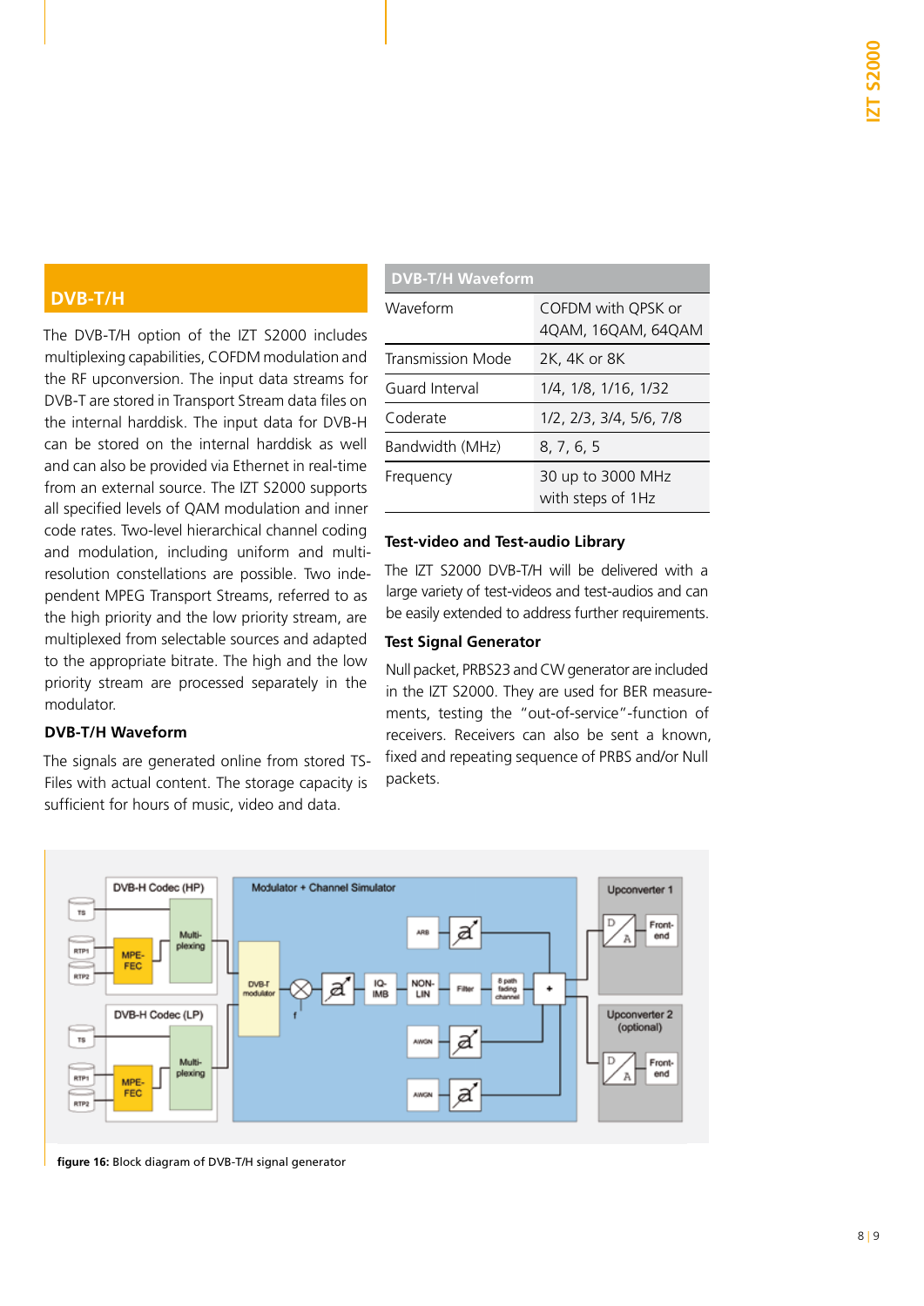## DVB-T/H

The DVB-T/H option of the IZT S2000 includes multiplexing capabilities, COFDM modulation and the RF upconversion. The input data streams for DVB-T are stored in Transport Stream data files on the internal harddisk. The input data for DVB-H can be stored on the internal harddisk as well and can also be provided via Ethernet in real-time from an external source. The IZT S2000 supports all specified levels of QAM modulation and inner code rates. Two-level hierarchical channel coding and modulation, including uniform and multi-resolution constellations are possible. Two independent MPEG Transport Streams, referred to as the high priority and the low priority stream, are multiplexed from selectable sources and adapted to the appropriate bitrate. The high and the low priority stream are processed separately in the modulator.

### DVB-T/H Waveform

The signals are generated online from stored TS-Files with actual content. The storage capacity is sufficient for hours of music, video and data.

| DVB-T/H Waveform | |
|---|---|
| Waveform | COFDM with QPSK or 4QAM, 16QAM, 64QAM |
| Transmission Mode | 2K, 4K or 8K |
| Guard Interval | 1/4, 1/8, 1/16, 1/32 |
| Coderate | 1/2, 2/3, 3/4, 5/6, 7/8 |
| Bandwidth (MHz) | 8, 7, 6, 5 |
| Frequency | 30 up to 3000 MHz with steps of 1Hz |

### Test-video and Test-audio Library

The IZT S2000 DVB-T/H will be delivered with a large variety of test-videos and test-audios and can be easily extended to address further requirements.

### Test Signal Generator

Null packet, PRBS23 and CW generator are included in the IZT S2000. They are used for BER measurements, testing the "out-of-service"-function of receivers. Receivers can also be sent a known, fixed and repeating sequence of PRBS and/or Null packets.

**figure 16:** Block diagram of DVB-T/H signal generator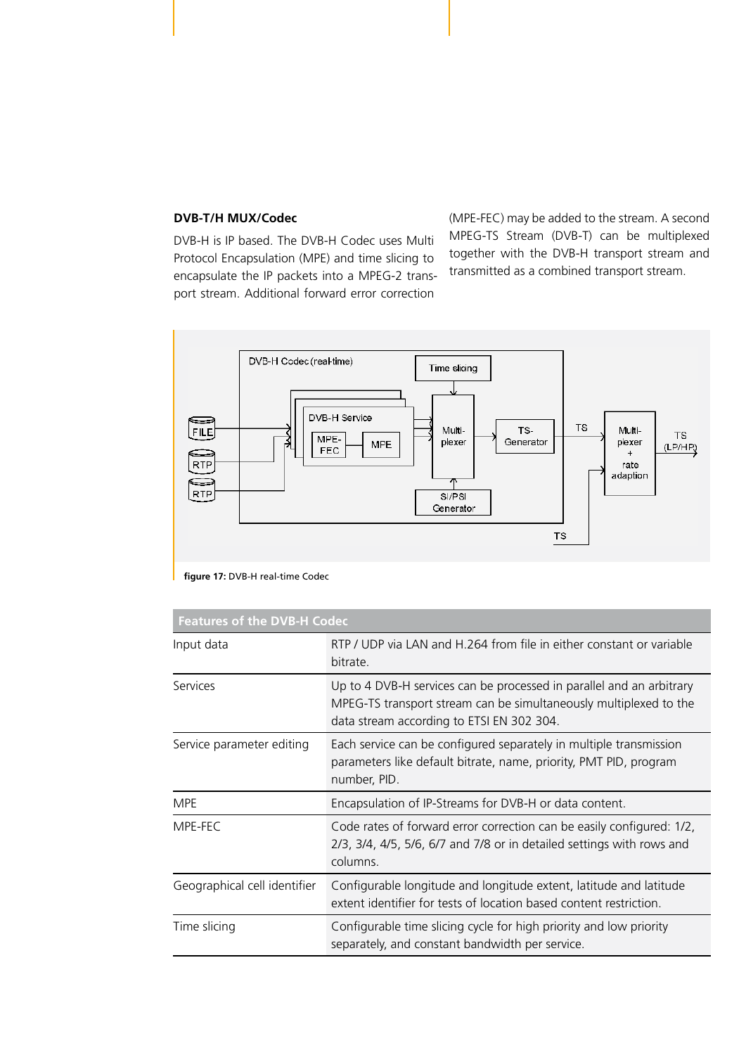**DVB-T/H MUX/Codec**

DVB-H is IP based. The DVB-H Codec uses Multi Protocol Encapsulation (MPE) and time slicing to encapsulate the IP packets into a MPEG-2 transport stream. Additional forward error correction (MPE-FEC) may be added to the stream. A second MPEG-TS Stream (DVB-T) can be multiplexed together with the DVB-H transport stream and transmitted as a combined transport stream.

**figure 17:** DVB-H real-time Codec

| Features of the DVB-H Codec | |
|---|---|
| Input data | RTP / UDP via LAN and H.264 from file in either constant or variable bitrate. |
| Services | Up to 4 DVB-H services can be processed in parallel and an arbitrary MPEG-TS transport stream can be simultaneously multiplexed to the data stream according to ETSI EN 302 304. |
| Service parameter editing | Each service can be configured separately in multiple transmission parameters like default bitrate, name, priority, PMT PID, program number, PID. |
| MPE | Encapsulation of IP-Streams for DVB-H or data content. |
| MPE-FEC | Code rates of forward error correction can be easily configured: 1/2, 2/3, 3/4, 4/5, 5/6, 6/7 and 7/8 or in detailed settings with rows and columns. |
| Geographical cell identifier | Configurable longitude and longitude extent, latitude and latitude extent identifier for tests of location based content restriction. |
| Time slicing | Configurable time slicing cycle for high priority and low priority separately, and constant bandwidth per service. |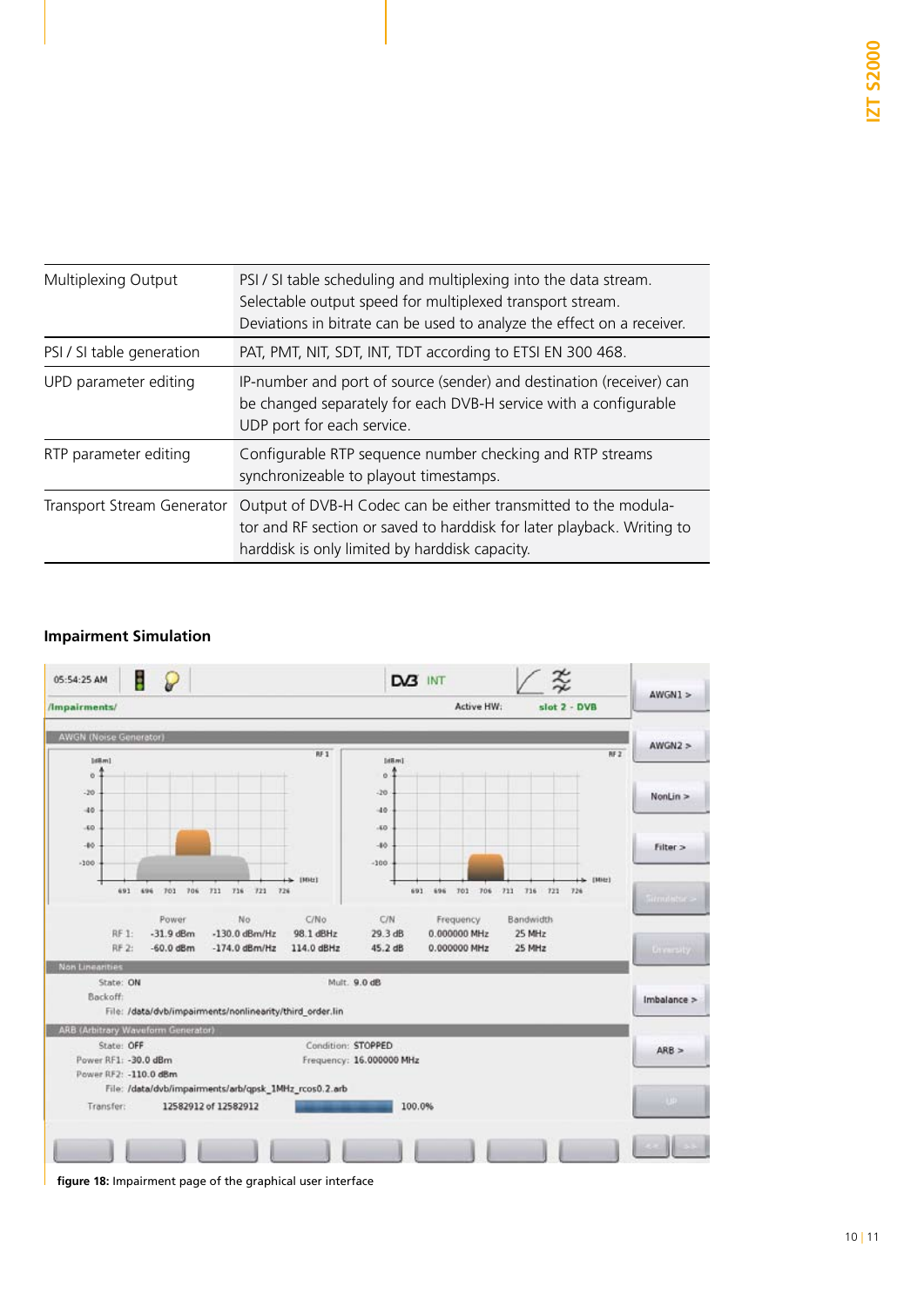| | |
|---|---|
| Multiplexing Output | PSI / SI table scheduling and multiplexing into the data stream. Selectable output speed for multiplexed transport stream. Deviations in bitrate can be used to analyze the effect on a receiver. |
| PSI / SI table generation | PAT, PMT, NIT, SDT, INT, TDT according to ETSI EN 300 468. |
| UPD parameter editing | IP-number and port of source (sender) and destination (receiver) can be changed separately for each DVB-H service with a configurable UDP port for each service. |
| RTP parameter editing | Configurable RTP sequence number checking and RTP streams synchronizeable to playout timestamps. |
| Transport Stream Generator | Output of DVB-H Codec can be either transmitted to the modulator and RF section or saved to harddisk for later playback. Writing to harddisk is only limited by harddisk capacity. |

**Impairment Simulation**

**figure 18:** Impairment page of the graphical user interface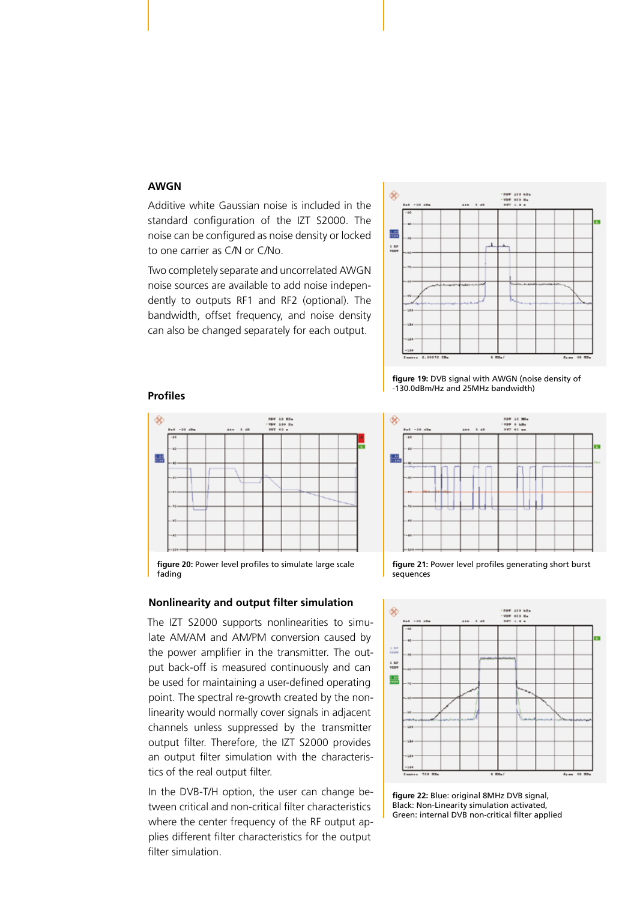## AWGN

Additive white Gaussian noise is included in the standard configuration of the IZT S2000. The noise can be configured as noise density or locked to one carrier as C/N or C/No.

Two completely separate and uncorrelated AWGN noise sources are available to add noise independently to outputs RF1 and RF2 (optional). The bandwidth, offset frequency, and noise density can also be changed separately for each output.

**figure 19:** DVB signal with AWGN (noise density of -130.0dBm/Hz and 25MHz bandwidth)

## Profiles

**figure 20:** Power level profiles to simulate large scale fading

**figure 21:** Power level profiles generating short burst sequences

## Nonlinearity and output filter simulation

The IZT S2000 supports nonlinearities to simulate AM/AM and AM/PM conversion caused by the power amplifier in the transmitter. The output back-off is measured continuously and can be used for maintaining a user-defined operating point. The spectral re-growth created by the nonlinearity would normally cover signals in adjacent channels unless suppressed by the transmitter output filter. Therefore, the IZT S2000 provides an output filter simulation with the characteristics of the real output filter.

In the DVB-T/H option, the user can change between critical and non-critical filter characteristics where the center frequency of the RF output applies different filter characteristics for the output filter simulation.

**figure 22:** Blue: original 8MHz DVB signal, Black: Non-Linearity simulation activated, Green: internal DVB non-critical filter applied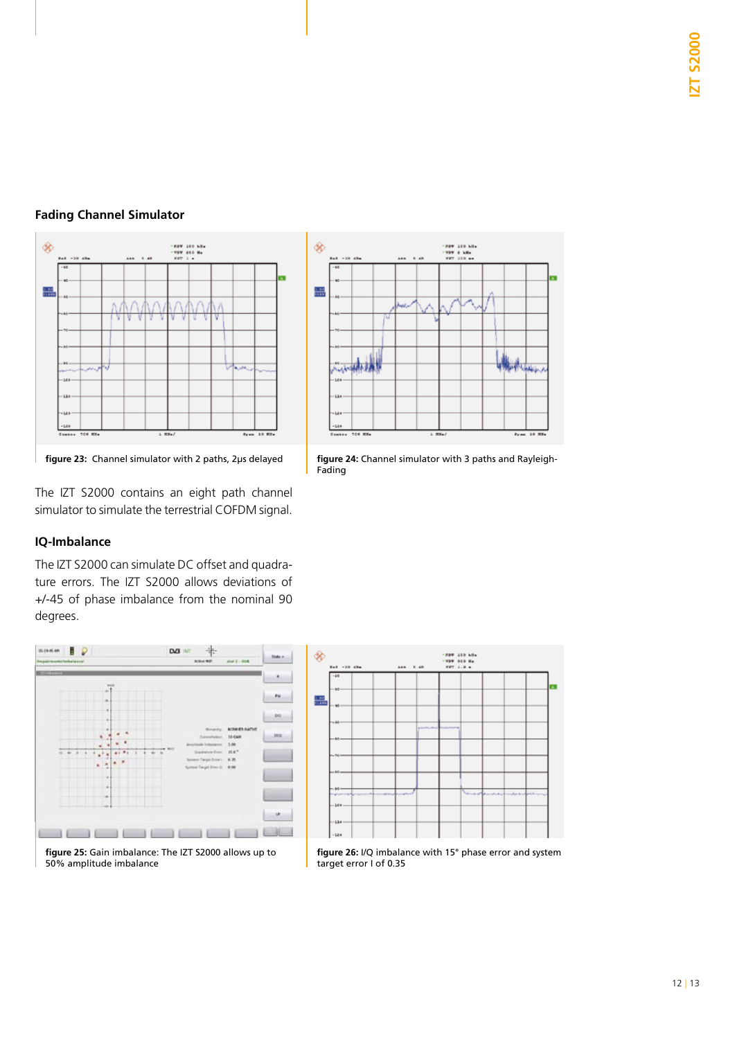## Fading Channel Simulator

figure 23: Channel simulator with 2 paths, 2µs delayed

figure 24: Channel simulator with 3 paths and Rayleigh-Fading

The IZT S2000 contains an eight path channel simulator to simulate the terrestrial COFDM signal.

## IQ-Imbalance

The IZT S2000 can simulate DC offset and quadrature errors. The IZT S2000 allows deviations of +/-45 of phase imbalance from the nominal 90 degrees.

figure 25: Gain imbalance: The IZT S2000 allows up to 50% amplitude imbalance

figure 26: I/Q imbalance with 15° phase error and system target error I of 0.35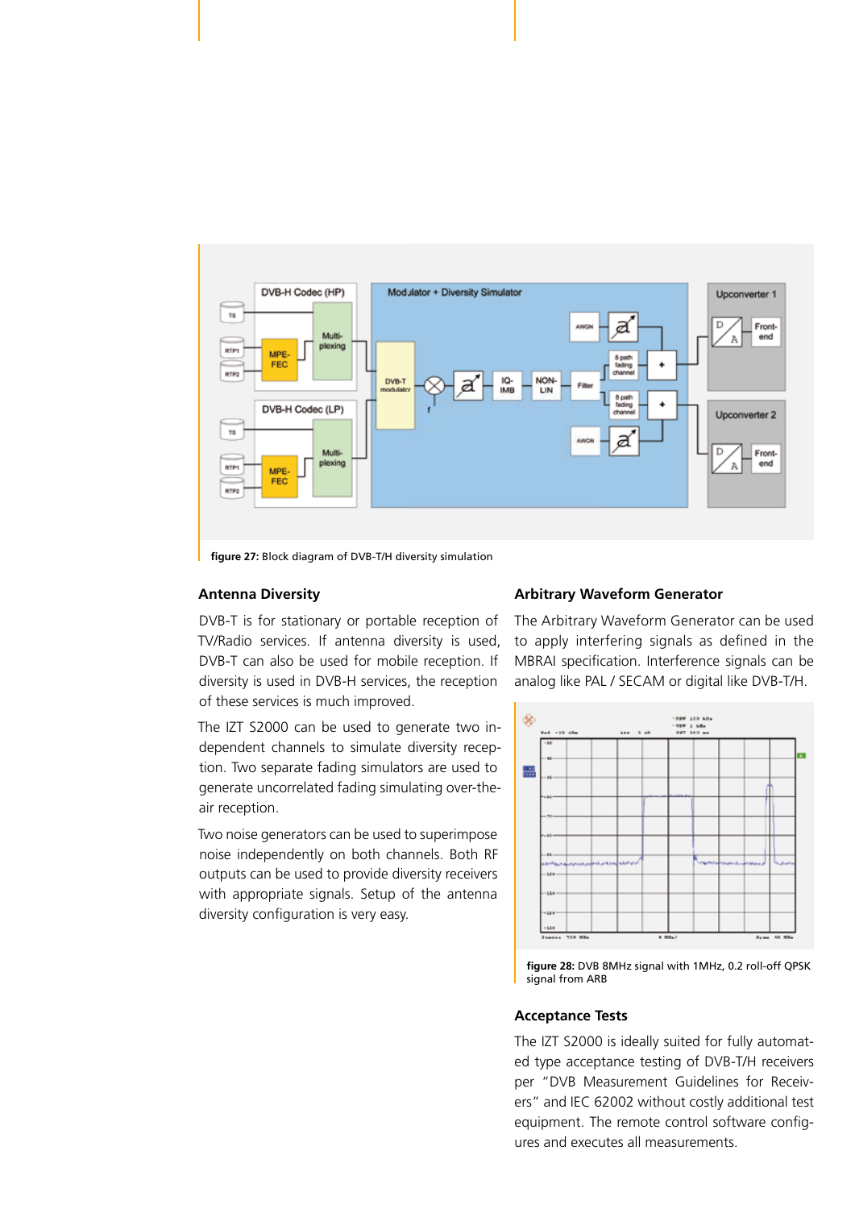**figure 27:** Block diagram of DVB-T/H diversity simulation

### Antenna Diversity

DVB-T is for stationary or portable reception of TV/Radio services. If antenna diversity is used, DVB-T can also be used for mobile reception. If diversity is used in DVB-H services, the reception of these services is much improved.

The IZT S2000 can be used to generate two independent channels to simulate diversity reception. Two separate fading simulators are used to generate uncorrelated fading simulating over-the-air reception.

Two noise generators can be used to superimpose noise independently on both channels. Both RF outputs can be used to provide diversity receivers with appropriate signals. Setup of the antenna diversity configuration is very easy.

### Arbitrary Waveform Generator

The Arbitrary Waveform Generator can be used to apply interfering signals as defined in the MBRAI specification. Interference signals can be analog like PAL / SECAM or digital like DVB-T/H.

**figure 28:** DVB 8MHz signal with 1MHz, 0.2 roll-off QPSK signal from ARB

### Acceptance Tests

The IZT S2000 is ideally suited for fully automated type acceptance testing of DVB-T/H receivers per "DVB Measurement Guidelines for Receivers" and IEC 62002 without costly additional test equipment. The remote control software configures and executes all measurements.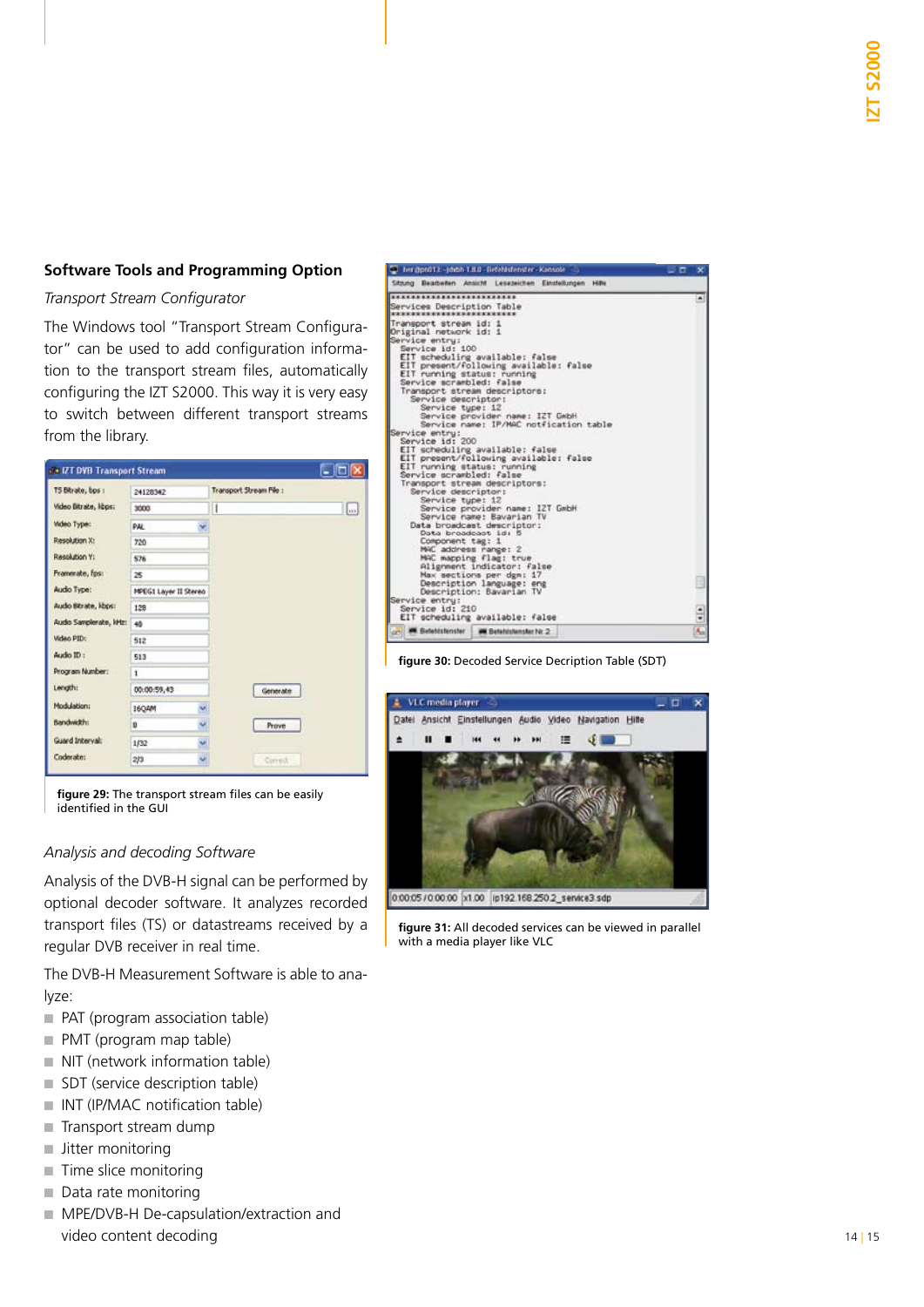## Software Tools and Programming Option

*Transport Stream Configurator*

The Windows tool "Transport Stream Configurator" can be used to add configuration information to the transport stream files, automatically configuring the IZT S2000. This way it is very easy to switch between different transport streams from the library.

**figure 29:** The transport stream files can be easily identified in the GUI

*Analysis and decoding Software*

Analysis of the DVB-H signal can be performed by optional decoder software. It analyzes recorded transport files (TS) or datastreams received by a regular DVB receiver in real time.

The DVB-H Measurement Software is able to analyze:

- PAT (program association table)
- PMT (program map table)
- NIT (network information table)
- SDT (service description table)
- INT (IP/MAC notification table)
- Transport stream dump
- Jitter monitoring
- Time slice monitoring
- Data rate monitoring
- MPE/DVB-H De-capsulation/extraction and video content decoding

**figure 30:** Decoded Service Decription Table (SDT)

**figure 31:** All decoded services can be viewed in parallel with a media player like VLC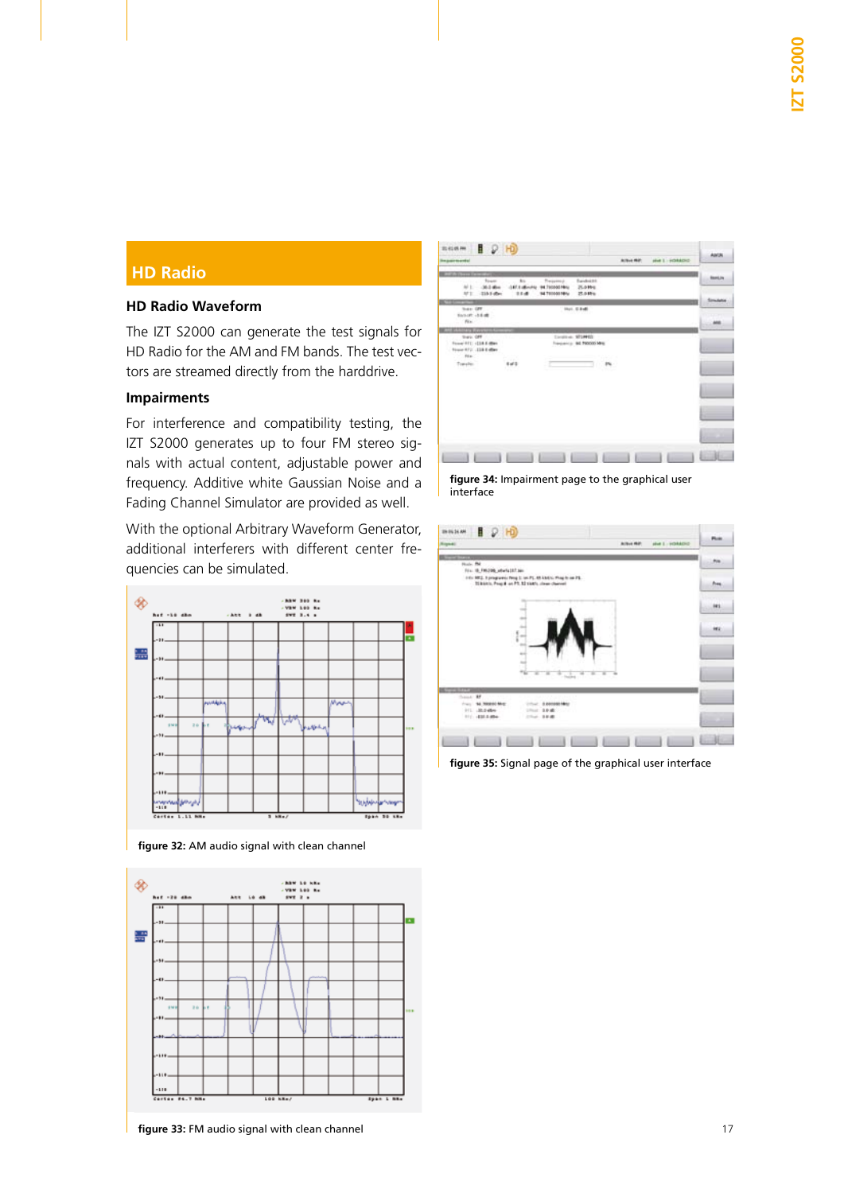## HD Radio

### HD Radio Waveform

The IZT S2000 can generate the test signals for HD Radio for the AM and FM bands. The test vectors are streamed directly from the harddrive.

### Impairments

For interference and compatibility testing, the IZT S2000 generates up to four FM stereo signals with actual content, adjustable power and frequency. Additive white Gaussian Noise and a Fading Channel Simulator are provided as well.

With the optional Arbitrary Waveform Generator, additional interferers with different center frequencies can be simulated.

**figure 32:** AM audio signal with clean channel

**figure 33:** FM audio signal with clean channel

**figure 34:** Impairment page to the graphical user interface

**figure 35:** Signal page of the graphical user interface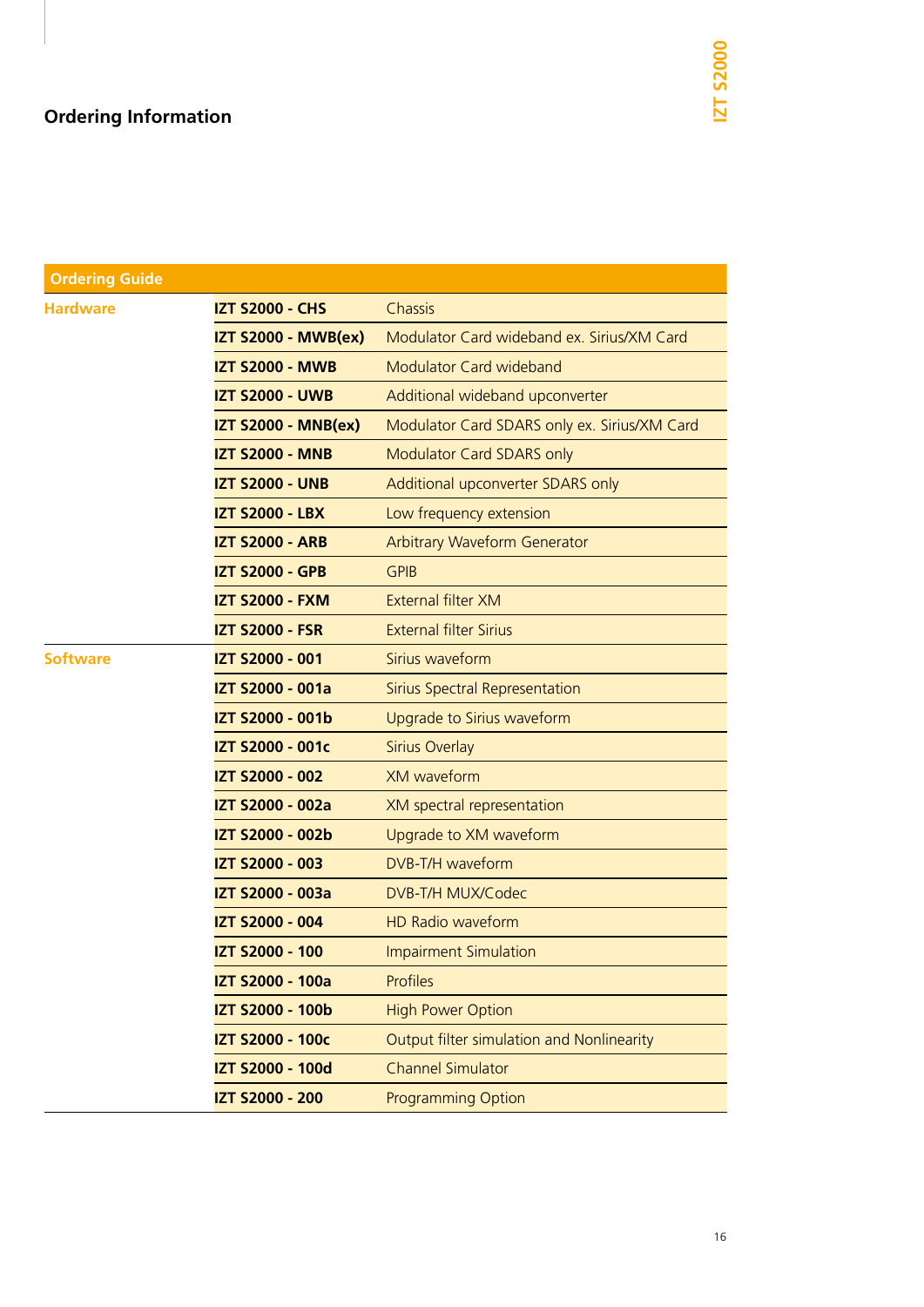## Ordering Information

| Ordering Guide | | |
|---|---|---|
| **Hardware** | **IZT S2000 - CHS** | Chassis |
| | **IZT S2000 - MWB(ex)** | Modulator Card wideband ex. Sirius/XM Card |
| | **IZT S2000 - MWB** | Modulator Card wideband |
| | **IZT S2000 - UWB** | Additional wideband upconverter |
| | **IZT S2000 - MNB(ex)** | Modulator Card SDARS only ex. Sirius/XM Card |
| | **IZT S2000 - MNB** | Modulator Card SDARS only |
| | **IZT S2000 - UNB** | Additional upconverter SDARS only |
| | **IZT S2000 - LBX** | Low frequency extension |
| | **IZT S2000 - ARB** | Arbitrary Waveform Generator |
| | **IZT S2000 - GPB** | GPIB |
| | **IZT S2000 - FXM** | External filter XM |
| | **IZT S2000 - FSR** | External filter Sirius |
| **Software** | **IZT S2000 - 001** | Sirius waveform |
| | **IZT S2000 - 001a** | Sirius Spectral Representation |
| | **IZT S2000 - 001b** | Upgrade to Sirius waveform |
| | **IZT S2000 - 001c** | Sirius Overlay |
| | **IZT S2000 - 002** | XM waveform |
| | **IZT S2000 - 002a** | XM spectral representation |
| | **IZT S2000 - 002b** | Upgrade to XM waveform |
| | **IZT S2000 - 003** | DVB-T/H waveform |
| | **IZT S2000 - 003a** | DVB-T/H MUX/Codec |
| | **IZT S2000 - 004** | HD Radio waveform |
| | **IZT S2000 - 100** | Impairment Simulation |
| | **IZT S2000 - 100a** | Profiles |
| | **IZT S2000 - 100b** | High Power Option |
| | **IZT S2000 - 100c** | Output filter simulation and Nonlinearity |
| | **IZT S2000 - 100d** | Channel Simulator |
| | **IZT S2000 - 200** | Programming Option |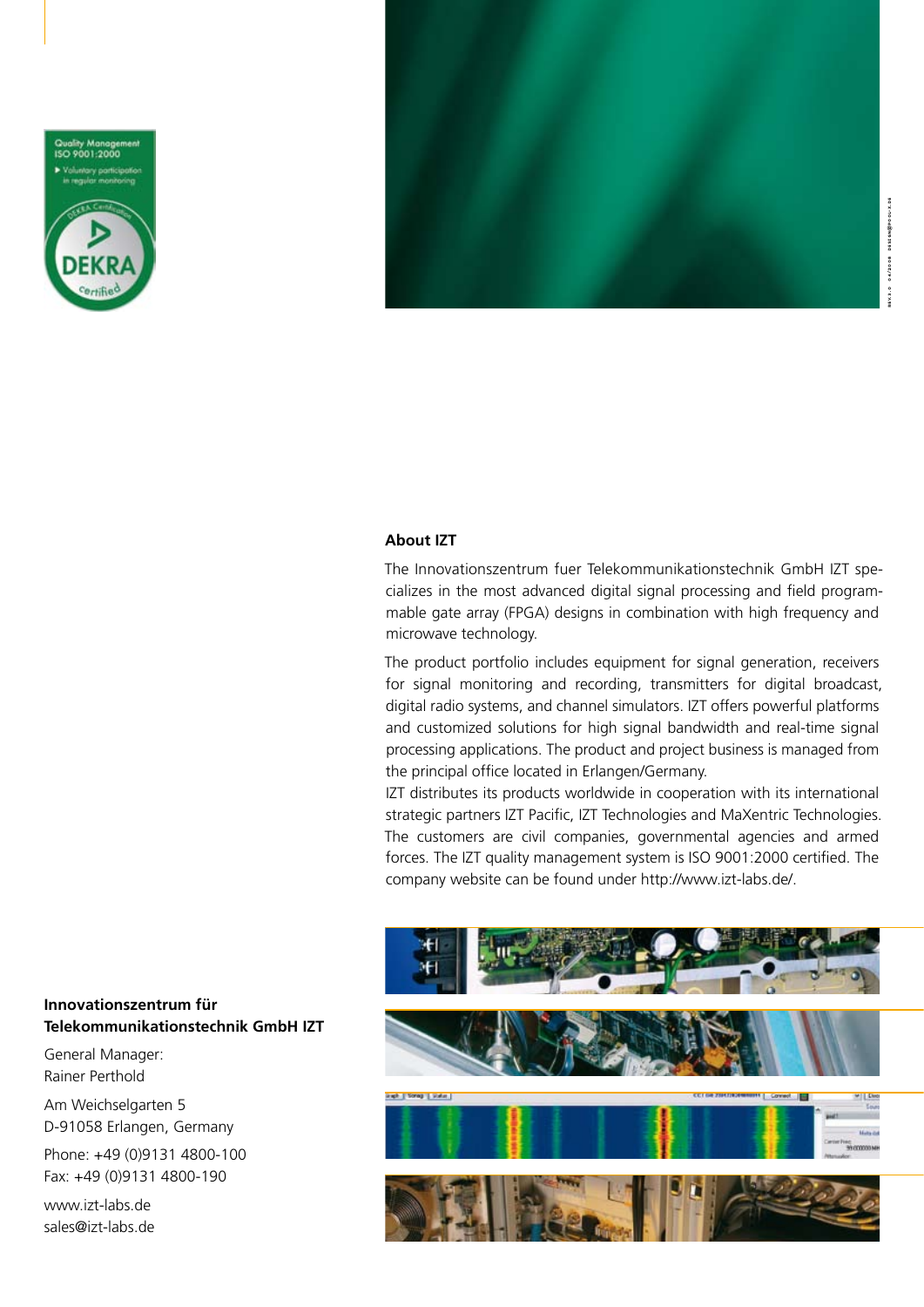Quality Management
ISO 9001:2000
▶ Voluntary participation in regular monitoring

DEKRA Certification
DEKRA
certified

## About IZT

The Innovationszentrum fuer Telekommunikationstechnik GmbH IZT specializes in the most advanced digital signal processing and field programmable gate array (FPGA) designs in combination with high frequency and microwave technology.

The product portfolio includes equipment for signal generation, receivers for signal monitoring and recording, transmitters for digital broadcast, digital radio systems, and channel simulators. IZT offers powerful platforms and customized solutions for high signal bandwidth and real-time signal processing applications. The product and project business is managed from the principal office located in Erlangen/Germany.
IZT distributes its products worldwide in cooperation with its international strategic partners IZT Pacific, IZT Technologies and MaXentric Technologies. The customers are civil companies, governmental agencies and armed forces. The IZT quality management system is ISO 9001:2000 certified. The company website can be found under http://www.izt-labs.de/.

**Innovationszentrum für Telekommunikationstechnik GmbH IZT**

General Manager:
Rainer Perthold

Am Weichselgarten 5
D-91058 Erlangen, Germany

Phone: +49 (0)9131 4800-100
Fax: +49 (0)9131 4800-190

www.izt-labs.de
sales@izt-labs.de